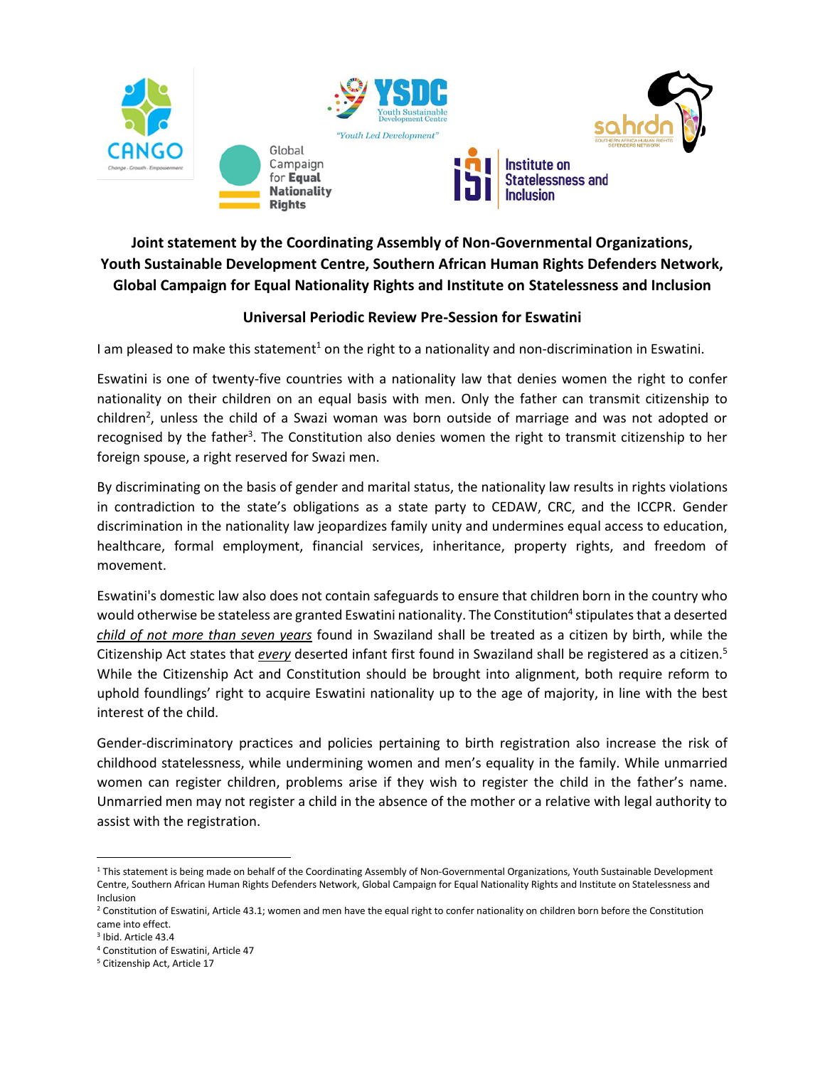**Joint statement by the Coordinating Assembly of Non-Governmental Organizations, Youth Sustainable Development Centre, Southern African Human Rights Defenders Network, Global Campaign for Equal Nationality Rights and Institute on Statelessness and Inclusion**

**Universal Periodic Review Pre-Session for Eswatini**

I am pleased to make this statement[1] on the right to a nationality and non-discrimination in Eswatini.

Eswatini is one of twenty-five countries with a nationality law that denies women the right to confer nationality on their children on an equal basis with men. Only the father can transmit citizenship to children[2], unless the child of a Swazi woman was born outside of marriage and was not adopted or recognised by the father[3]. The Constitution also denies women the right to transmit citizenship to her foreign spouse, a right reserved for Swazi men.

By discriminating on the basis of gender and marital status, the nationality law results in rights violations in contradiction to the state's obligations as a state party to CEDAW, CRC, and the ICCPR. Gender discrimination in the nationality law jeopardizes family unity and undermines equal access to education, healthcare, formal employment, financial services, inheritance, property rights, and freedom of movement.

Eswatini's domestic law also does not contain safeguards to ensure that children born in the country who would otherwise be stateless are granted Eswatini nationality. The Constitution[4] stipulates that a deserted *child of not more than seven years* found in Swaziland shall be treated as a citizen by birth, while the Citizenship Act states that *every* deserted infant first found in Swaziland shall be registered as a citizen.[5] While the Citizenship Act and Constitution should be brought into alignment, both require reform to uphold foundlings' right to acquire Eswatini nationality up to the age of majority, in line with the best interest of the child.

Gender-discriminatory practices and policies pertaining to birth registration also increase the risk of childhood statelessness, while undermining women and men's equality in the family. While unmarried women can register children, problems arise if they wish to register the child in the father's name. Unmarried men may not register a child in the absence of the mother or a relative with legal authority to assist with the registration.

---

[1] This statement is being made on behalf of the Coordinating Assembly of Non-Governmental Organizations, Youth Sustainable Development Centre, Southern African Human Rights Defenders Network, Global Campaign for Equal Nationality Rights and Institute on Statelessness and Inclusion

[2] Constitution of Eswatini, Article 43.1; women and men have the equal right to confer nationality on children born before the Constitution came into effect.

[3] Ibid. Article 43.4

[4] Constitution of Eswatini, Article 47

[5] Citizenship Act, Article 17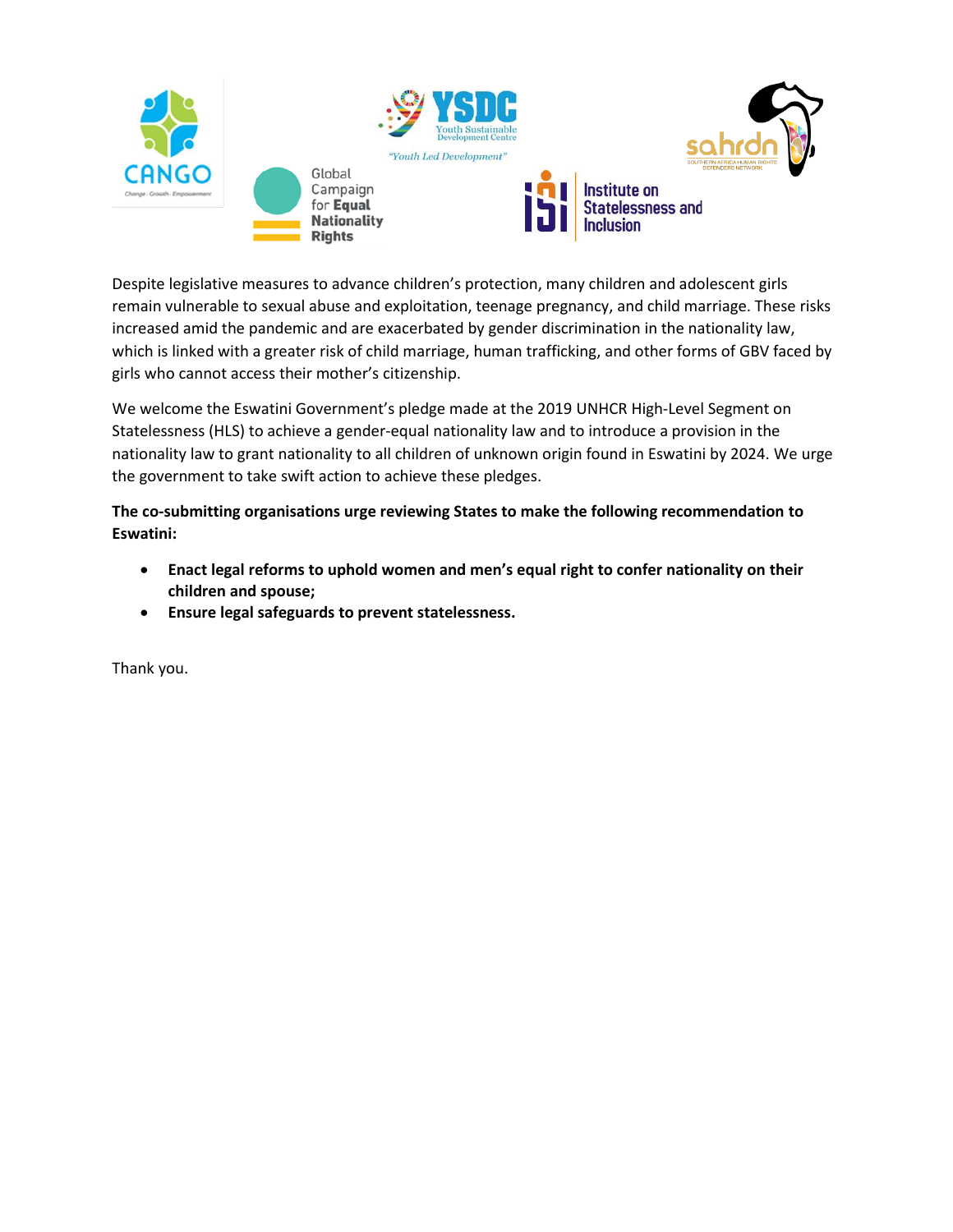Despite legislative measures to advance children's protection, many children and adolescent girls remain vulnerable to sexual abuse and exploitation, teenage pregnancy, and child marriage. These risks increased amid the pandemic and are exacerbated by gender discrimination in the nationality law, which is linked with a greater risk of child marriage, human trafficking, and other forms of GBV faced by girls who cannot access their mother's citizenship.

We welcome the Eswatini Government's pledge made at the 2019 UNHCR High-Level Segment on Statelessness (HLS) to achieve a gender-equal nationality law and to introduce a provision in the nationality law to grant nationality to all children of unknown origin found in Eswatini by 2024. We urge the government to take swift action to achieve these pledges.

**The co-submitting organisations urge reviewing States to make the following recommendation to Eswatini:**

- **Enact legal reforms to uphold women and men's equal right to confer nationality on their children and spouse;**
- **Ensure legal safeguards to prevent statelessness.**

Thank you.